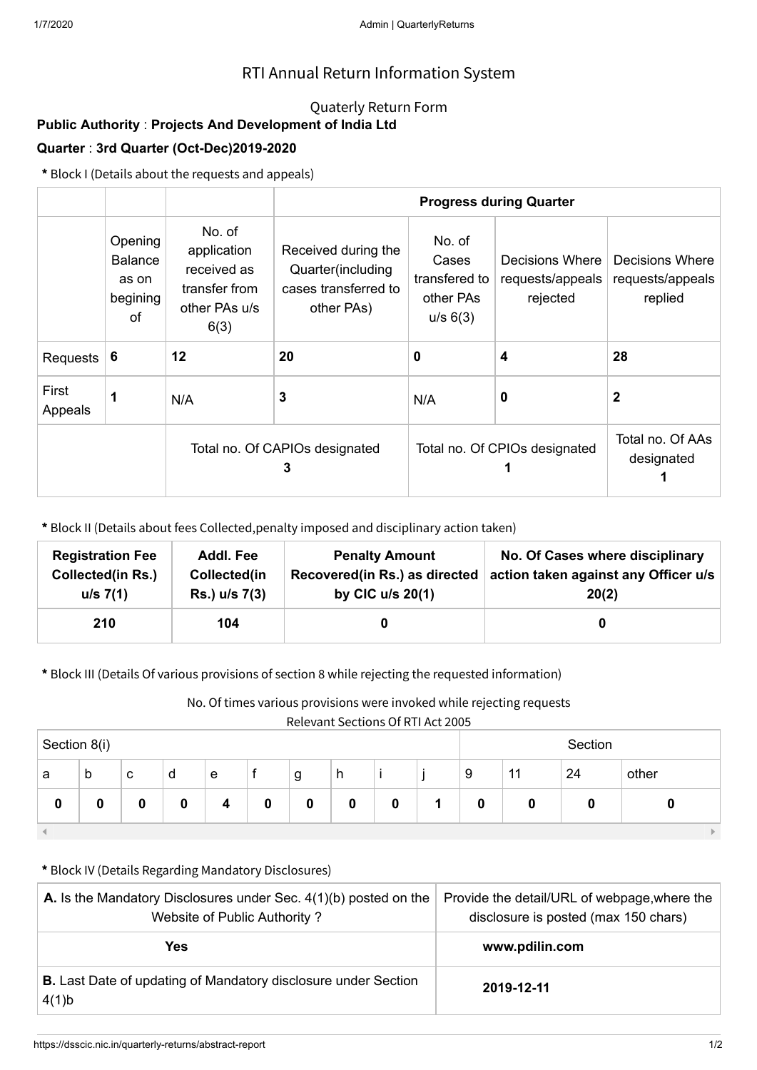# RTI Annual Return Information System

## Quaterly Return Form

**Public Authority** : **Projects And Development of India Ltd**

**Quarter** : **3rd Quarter (Oct-Dec)2019-2020**

**\*** Block I (Details about the requests and appeals)

| | | | **Progress during Quarter** | | | |
|---|---|---|---|---|---|---|
| | Opening Balance as on begining of | No. of application received as transfer from other PAs u/s 6(3) | Received during the Quarter(including cases transferred to other PAs) | No. of Cases transfered to other PAs u/s 6(3) | Decisions Where requests/appeals rejected | Decisions Where requests/appeals replied |
| Requests | **6** | **12** | **20** | **0** | **4** | **28** |
| First Appeals | **1** | N/A | **3** | N/A | **0** | **2** |
| | | Total no. Of CAPIOs designated **3** | | Total no. Of CPIOs designated **1** | | Total no. Of AAs designated **1** |

**\*** Block II (Details about fees Collected,penalty imposed and disciplinary action taken)

| **Registration Fee Collected(in Rs.) u/s 7(1)** | **Addl. Fee Collected(in Rs.) u/s 7(3)** | **Penalty Amount Recovered(in Rs.) as directed by CIC u/s 20(1)** | **No. Of Cases where disciplinary action taken against any Officer u/s 20(2)** |
|---|---|---|---|
| **210** | **104** | **0** | **0** |

**\*** Block III (Details Of various provisions of section 8 while rejecting the requested information)

No. Of times various provisions were invoked while rejecting requests
Relevant Sections Of RTI Act 2005

| Section 8(i) | | | | | | | | | | Section | | | |
|---|---|---|---|---|---|---|---|---|---|---|---|---|---|
| a | b | c | d | e | f | g | h | i | j | 9 | 11 | 24 | other |
| **0** | **0** | **0** | **0** | **4** | **0** | **0** | **0** | **0** | **1** | **0** | **0** | **0** | **0** |

**\*** Block IV (Details Regarding Mandatory Disclosures)

| **A.** Is the Mandatory Disclosures under Sec. 4(1)(b) posted on the Website of Public Authority ? | Provide the detail/URL of webpage,where the disclosure is posted (max 150 chars) |
|---|---|
| **Yes** | **www.pdilin.com** |
| **B.** Last Date of updating of Mandatory disclosure under Section 4(1)b | **2019-12-11** |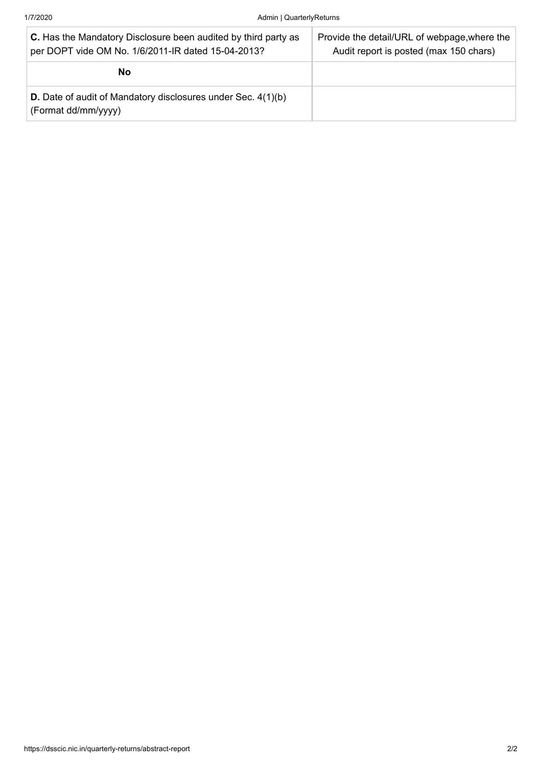| | |
|---|---|
| **C.** Has the Mandatory Disclosure been audited by third party as per DOPT vide OM No. 1/6/2011-IR dated 15-04-2013? | Provide the detail/URL of webpage,where the Audit report is posted (max 150 chars) |
| **No** | |
| **D.** Date of audit of Mandatory disclosures under Sec. 4(1)(b) (Format dd/mm/yyyy) | |